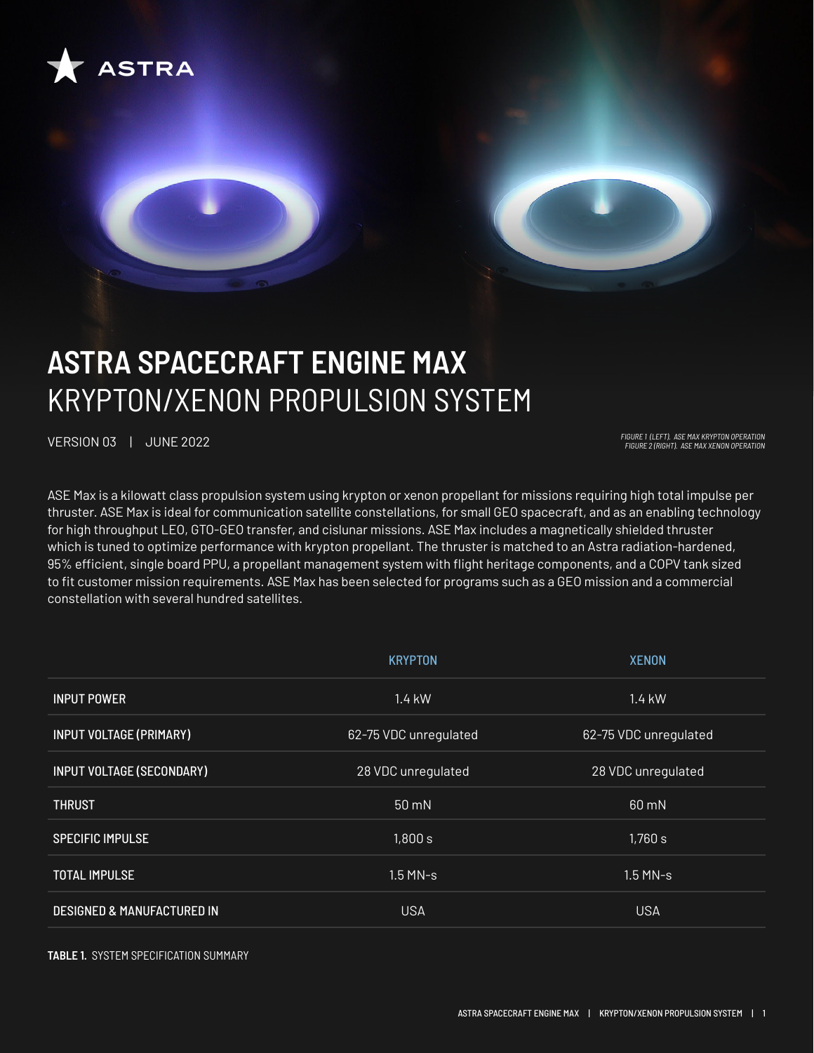ASTRA

# ASTRA SPACECRAFT ENGINE MAX
## KRYPTON/XENON PROPULSION SYSTEM

VERSION 03 | JUNE 2022

*FIGURE 1 (LEFT). ASE MAX KRYPTON OPERATION*
*FIGURE 2 (RIGHT). ASE MAX XENON OPERATION*

ASE Max is a kilowatt class propulsion system using krypton or xenon propellant for missions requiring high total impulse per thruster. ASE Max is ideal for communication satellite constellations, for small GEO spacecraft, and as an enabling technology for high throughput LEO, GTO-GEO transfer, and cislunar missions. ASE Max includes a magnetically shielded thruster which is tuned to optimize performance with krypton propellant. The thruster is matched to an Astra radiation-hardened, 95% efficient, single board PPU, a propellant management system with flight heritage components, and a COPV tank sized to fit customer mission requirements. ASE Max has been selected for programs such as a GEO mission and a commercial constellation with several hundred satellites.

| | KRYPTON | XENON |
|---|---|---|
| INPUT POWER | 1.4 kW | 1.4 kW |
| INPUT VOLTAGE (PRIMARY) | 62-75 VDC unregulated | 62-75 VDC unregulated |
| INPUT VOLTAGE (SECONDARY) | 28 VDC unregulated | 28 VDC unregulated |
| THRUST | 50 mN | 60 mN |
| SPECIFIC IMPULSE | 1,800 s | 1,760 s |
| TOTAL IMPULSE | 1.5 MN-s | 1.5 MN-s |
| DESIGNED & MANUFACTURED IN | USA | USA |

**TABLE 1.** SYSTEM SPECIFICATION SUMMARY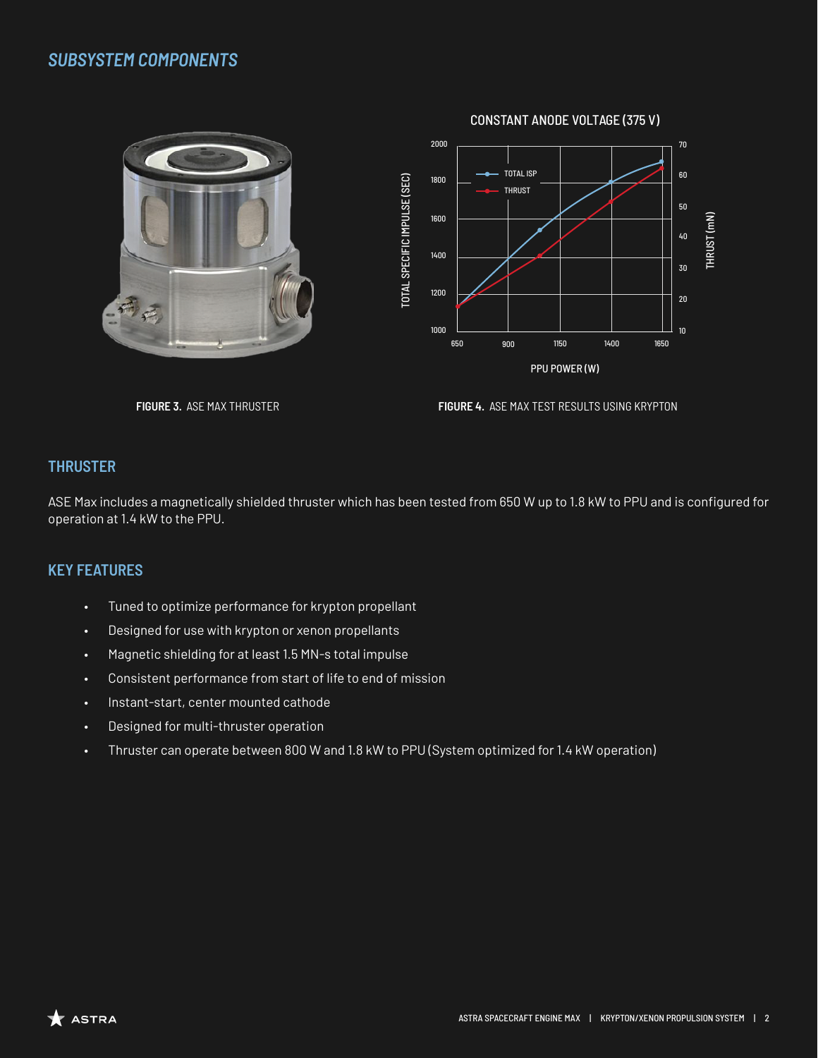## *SUBSYSTEM COMPONENTS*

**FIGURE 3.** ASE MAX THRUSTER

**FIGURE 4.** ASE MAX TEST RESULTS USING KRYPTON

## THRUSTER

ASE Max includes a magnetically shielded thruster which has been tested from 650 W up to 1.8 kW to PPU and is configured for operation at 1.4 kW to the PPU.

## KEY FEATURES

- Tuned to optimize performance for krypton propellant
- Designed for use with krypton or xenon propellants
- Magnetic shielding for at least 1.5 MN-s total impulse
- Consistent performance from start of life to end of mission
- Instant-start, center mounted cathode
- Designed for multi-thruster operation
- Thruster can operate between 800 W and 1.8 kW to PPU (System optimized for 1.4 kW operation)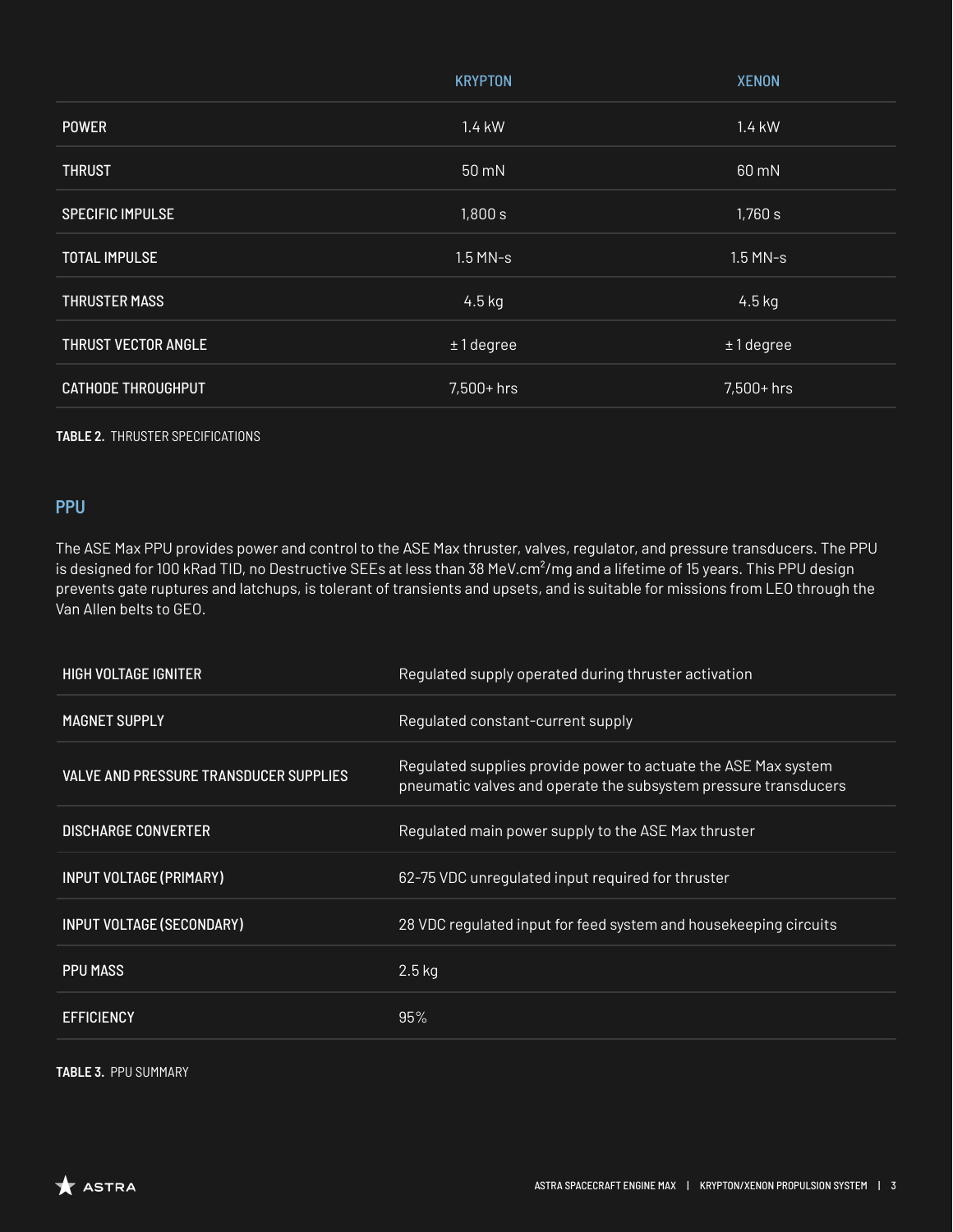| | KRYPTON | XENON |
|---|---|---|
| POWER | 1.4 kW | 1.4 kW |
| THRUST | 50 mN | 60 mN |
| SPECIFIC IMPULSE | 1,800 s | 1,760 s |
| TOTAL IMPULSE | 1.5 MN-s | 1.5 MN-s |
| THRUSTER MASS | 4.5 kg | 4.5 kg |
| THRUST VECTOR ANGLE | ± 1 degree | ± 1 degree |
| CATHODE THROUGHPUT | 7,500+ hrs | 7,500+ hrs |

**TABLE 2.** THRUSTER SPECIFICATIONS

## PPU

The ASE Max PPU provides power and control to the ASE Max thruster, valves, regulator, and pressure transducers. The PPU is designed for 100 kRad TID, no Destructive SEEs at less than 38 MeV.cm$^2$/mg and a lifetime of 15 years. This PPU design prevents gate ruptures and latchups, is tolerant of transients and upsets, and is suitable for missions from LEO through the Van Allen belts to GEO.

| | |
|---|---|
| HIGH VOLTAGE IGNITER | Regulated supply operated during thruster activation |
| MAGNET SUPPLY | Regulated constant-current supply |
| VALVE AND PRESSURE TRANSDUCER SUPPLIES | Regulated supplies provide power to actuate the ASE Max system pneumatic valves and operate the subsystem pressure transducers |
| DISCHARGE CONVERTER | Regulated main power supply to the ASE Max thruster |
| INPUT VOLTAGE (PRIMARY) | 62-75 VDC unregulated input required for thruster |
| INPUT VOLTAGE (SECONDARY) | 28 VDC regulated input for feed system and housekeeping circuits |
| PPU MASS | 2.5 kg |
| EFFICIENCY | 95% |

**TABLE 3.** PPU SUMMARY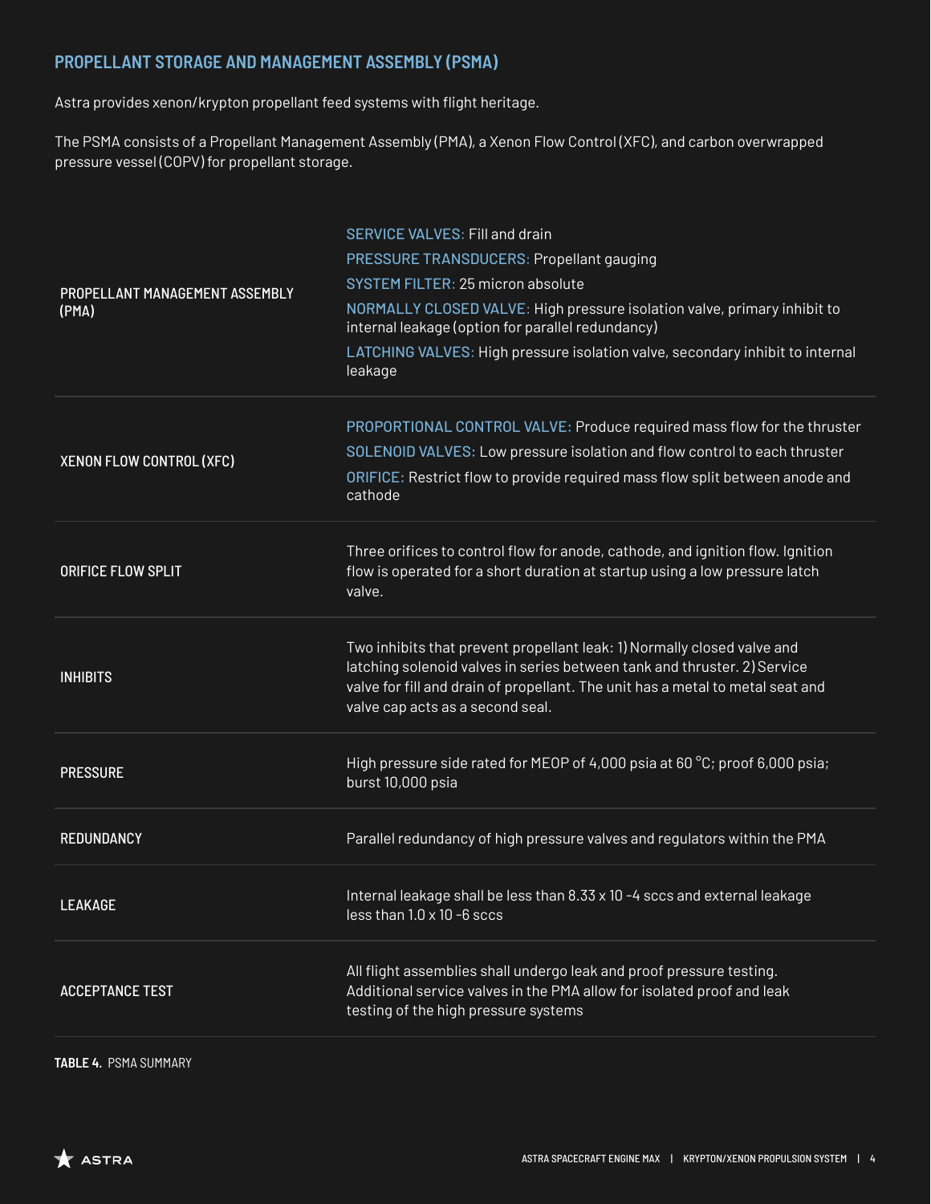## PROPELLANT STORAGE AND MANAGEMENT ASSEMBLY (PSMA)

Astra provides xenon/krypton propellant feed systems with flight heritage.

The PSMA consists of a Propellant Management Assembly (PMA), a Xenon Flow Control (XFC), and carbon overwrapped pressure vessel (COPV) for propellant storage.

| | |
|---|---|
| PROPELLANT MANAGEMENT ASSEMBLY (PMA) | SERVICE VALVES: Fill and drain<br>PRESSURE TRANSDUCERS: Propellant gauging<br>SYSTEM FILTER: 25 micron absolute<br>NORMALLY CLOSED VALVE: High pressure isolation valve, primary inhibit to internal leakage (option for parallel redundancy)<br>LATCHING VALVES: High pressure isolation valve, secondary inhibit to internal leakage |
| XENON FLOW CONTROL (XFC) | PROPORTIONAL CONTROL VALVE: Produce required mass flow for the thruster<br>SOLENOID VALVES: Low pressure isolation and flow control to each thruster<br>ORIFICE: Restrict flow to provide required mass flow split between anode and cathode |
| ORIFICE FLOW SPLIT | Three orifices to control flow for anode, cathode, and ignition flow. Ignition flow is operated for a short duration at startup using a low pressure latch valve. |
| INHIBITS | Two inhibits that prevent propellant leak: 1) Normally closed valve and latching solenoid valves in series between tank and thruster. 2) Service valve for fill and drain of propellant. The unit has a metal to metal seat and valve cap acts as a second seal. |
| PRESSURE | High pressure side rated for MEOP of 4,000 psia at 60 °C; proof 6,000 psia; burst 10,000 psia |
| REDUNDANCY | Parallel redundancy of high pressure valves and regulators within the PMA |
| LEAKAGE | Internal leakage shall be less than $8.33 \times 10^{-4}$ sccs and external leakage less than $1.0 \times 10^{-6}$ sccs |
| ACCEPTANCE TEST | All flight assemblies shall undergo leak and proof pressure testing. Additional service valves in the PMA allow for isolated proof and leak testing of the high pressure systems |

**TABLE 4.** PSMA SUMMARY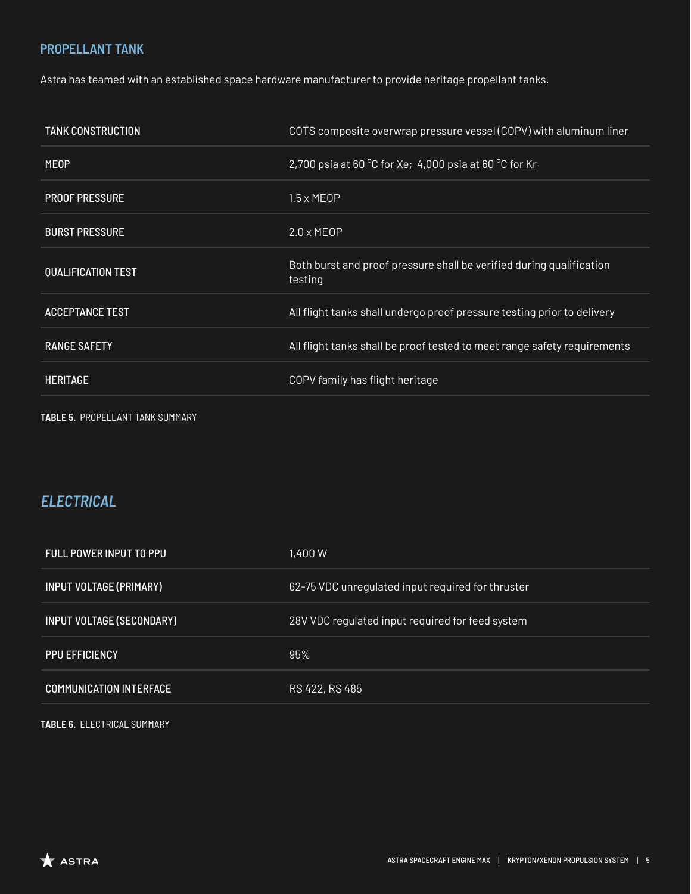## PROPELLANT TANK

Astra has teamed with an established space hardware manufacturer to provide heritage propellant tanks.

| | |
|---|---|
| TANK CONSTRUCTION | COTS composite overwrap pressure vessel (COPV) with aluminum liner |
| MEOP | 2,700 psia at 60 °C for Xe; 4,000 psia at 60 °C for Kr |
| PROOF PRESSURE | 1.5 x MEOP |
| BURST PRESSURE | 2.0 x MEOP |
| QUALIFICATION TEST | Both burst and proof pressure shall be verified during qualification testing |
| ACCEPTANCE TEST | All flight tanks shall undergo proof pressure testing prior to delivery |
| RANGE SAFETY | All flight tanks shall be proof tested to meet range safety requirements |
| HERITAGE | COPV family has flight heritage |

**TABLE 5.** PROPELLANT TANK SUMMARY

## *ELECTRICAL*

| | |
|---|---|
| FULL POWER INPUT TO PPU | 1,400 W |
| INPUT VOLTAGE (PRIMARY) | 62-75 VDC unregulated input required for thruster |
| INPUT VOLTAGE (SECONDARY) | 28V VDC regulated input required for feed system |
| PPU EFFICIENCY | 95% |
| COMMUNICATION INTERFACE | RS 422, RS 485 |

**TABLE 6.** ELECTRICAL SUMMARY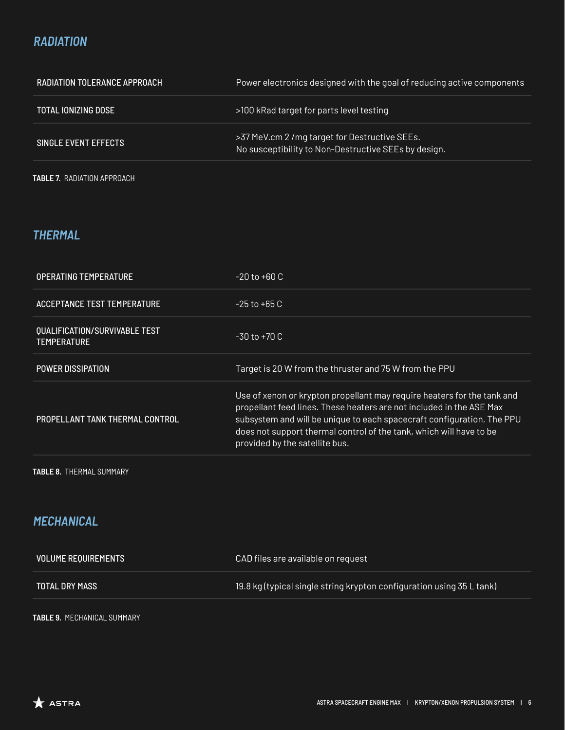## *RADIATION*

| | |
|---|---|
| RADIATION TOLERANCE APPROACH | Power electronics designed with the goal of reducing active components |
| TOTAL IONIZING DOSE | >100 kRad target for parts level testing |
| SINGLE EVENT EFFECTS | >37 MeV.cm 2 /mg target for Destructive SEEs.<br>No susceptibility to Non-Destructive SEEs by design. |

**TABLE 7.** RADIATION APPROACH

## *THERMAL*

| | |
|---|---|
| OPERATING TEMPERATURE | -20 to +60 C |
| ACCEPTANCE TEST TEMPERATURE | -25 to +65 C |
| QUALIFICATION/SURVIVABLE TEST TEMPERATURE | -30 to +70 C |
| POWER DISSIPATION | Target is 20 W from the thruster and 75 W from the PPU |
| PROPELLANT TANK THERMAL CONTROL | Use of xenon or krypton propellant may require heaters for the tank and propellant feed lines. These heaters are not included in the ASE Max subsystem and will be unique to each spacecraft configuration. The PPU does not support thermal control of the tank, which will have to be provided by the satellite bus. |

**TABLE 8.** THERMAL SUMMARY

## *MECHANICAL*

| | |
|---|---|
| VOLUME REQUIREMENTS | CAD files are available on request |
| TOTAL DRY MASS | 19.8 kg (typical single string krypton configuration using 35 L tank) |

**TABLE 9.** MECHANICAL SUMMARY